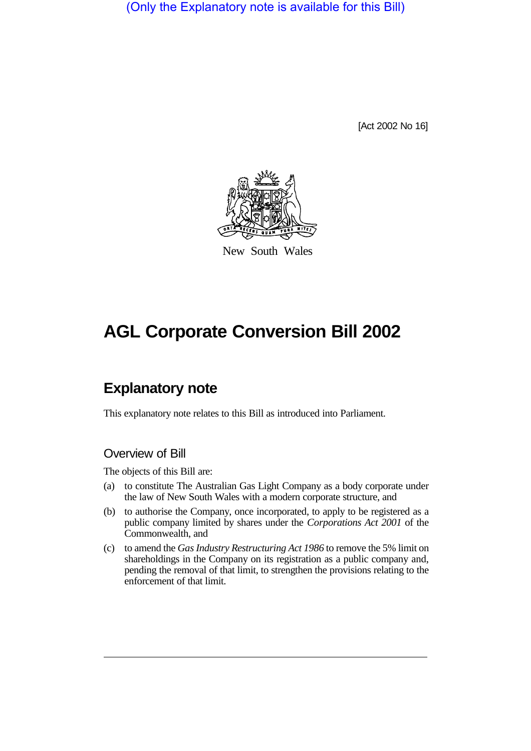(Only the Explanatory note is available for this Bill)

[Act 2002 No 16]

New South Wales

# AGL Corporate Conversion Bill 2002

## Explanatory note

This explanatory note relates to this Bill as introduced into Parliament.

### Overview of Bill

The objects of this Bill are:

(a) to constitute The Australian Gas Light Company as a body corporate under the law of New South Wales with a modern corporate structure, and

(b) to authorise the Company, once incorporated, to apply to be registered as a public company limited by shares under the *Corporations Act 2001* of the Commonwealth, and

(c) to amend the *Gas Industry Restructuring Act 1986* to remove the 5% limit on shareholdings in the Company on its registration as a public company and, pending the removal of that limit, to strengthen the provisions relating to the enforcement of that limit.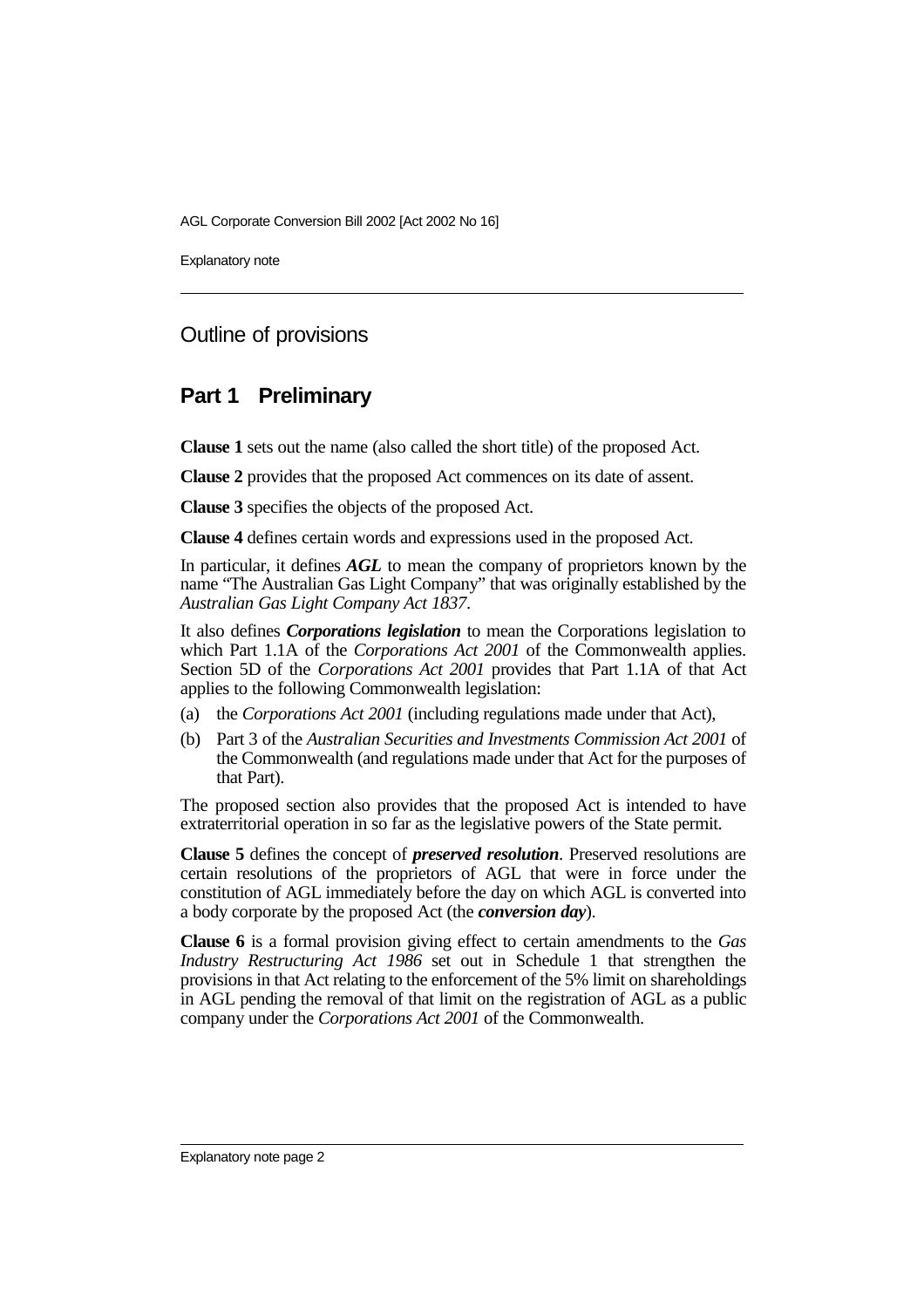## Outline of provisions

### Part 1 Preliminary

**Clause 1** sets out the name (also called the short title) of the proposed Act.

**Clause 2** provides that the proposed Act commences on its date of assent.

**Clause 3** specifies the objects of the proposed Act.

**Clause 4** defines certain words and expressions used in the proposed Act.

In particular, it defines ***AGL*** to mean the company of proprietors known by the name "The Australian Gas Light Company" that was originally established by the *Australian Gas Light Company Act 1837*.

It also defines ***Corporations legislation*** to mean the Corporations legislation to which Part 1.1A of the *Corporations Act 2001* of the Commonwealth applies. Section 5D of the *Corporations Act 2001* provides that Part 1.1A of that Act applies to the following Commonwealth legislation:

(a) the *Corporations Act 2001* (including regulations made under that Act),

(b) Part 3 of the *Australian Securities and Investments Commission Act 2001* of the Commonwealth (and regulations made under that Act for the purposes of that Part).

The proposed section also provides that the proposed Act is intended to have extraterritorial operation in so far as the legislative powers of the State permit.

**Clause 5** defines the concept of ***preserved resolution***. Preserved resolutions are certain resolutions of the proprietors of AGL that were in force under the constitution of AGL immediately before the day on which AGL is converted into a body corporate by the proposed Act (the ***conversion day***).

**Clause 6** is a formal provision giving effect to certain amendments to the *Gas Industry Restructuring Act 1986* set out in Schedule 1 that strengthen the provisions in that Act relating to the enforcement of the 5% limit on shareholdings in AGL pending the removal of that limit on the registration of AGL as a public company under the *Corporations Act 2001* of the Commonwealth.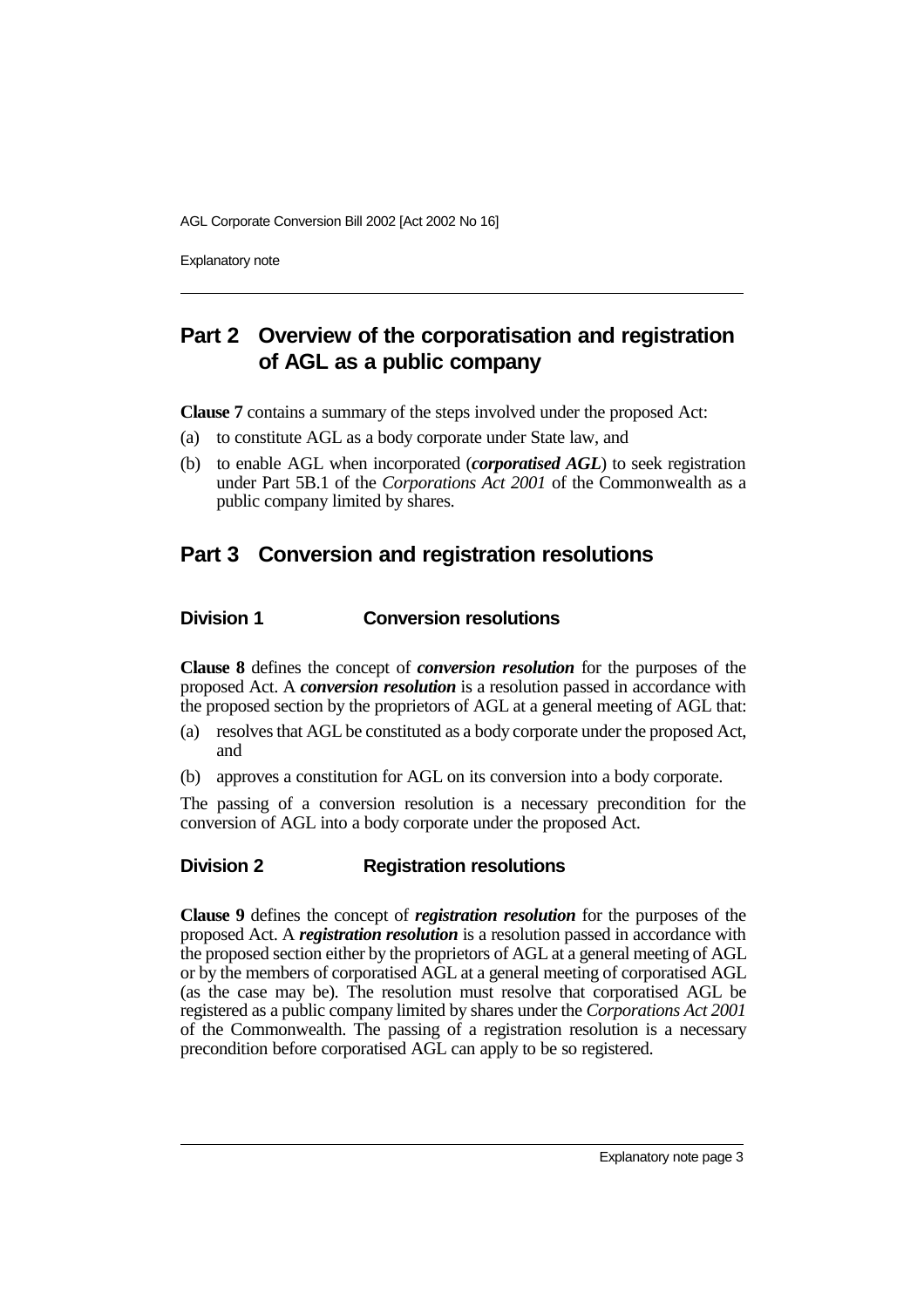## Part 2 Overview of the corporatisation and registration of AGL as a public company

**Clause 7** contains a summary of the steps involved under the proposed Act:

(a) to constitute AGL as a body corporate under State law, and

(b) to enable AGL when incorporated (***corporatised AGL***) to seek registration under Part 5B.1 of the *Corporations Act 2001* of the Commonwealth as a public company limited by shares.

## Part 3 Conversion and registration resolutions

### Division 1 Conversion resolutions

**Clause 8** defines the concept of ***conversion resolution*** for the purposes of the proposed Act. A ***conversion resolution*** is a resolution passed in accordance with the proposed section by the proprietors of AGL at a general meeting of AGL that:

(a) resolves that AGL be constituted as a body corporate under the proposed Act, and

(b) approves a constitution for AGL on its conversion into a body corporate.

The passing of a conversion resolution is a necessary precondition for the conversion of AGL into a body corporate under the proposed Act.

### Division 2 Registration resolutions

**Clause 9** defines the concept of ***registration resolution*** for the purposes of the proposed Act. A ***registration resolution*** is a resolution passed in accordance with the proposed section either by the proprietors of AGL at a general meeting of AGL or by the members of corporatised AGL at a general meeting of corporatised AGL (as the case may be). The resolution must resolve that corporatised AGL be registered as a public company limited by shares under the *Corporations Act 2001* of the Commonwealth. The passing of a registration resolution is a necessary precondition before corporatised AGL can apply to be so registered.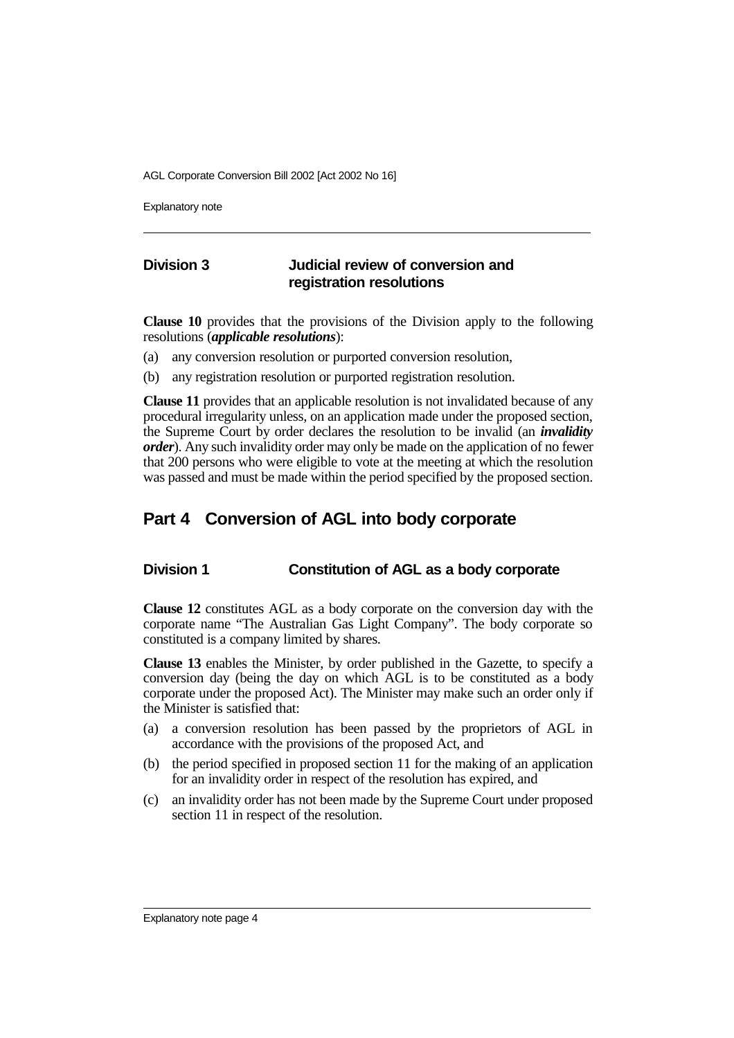### Division 3 Judicial review of conversion and registration resolutions

**Clause 10** provides that the provisions of the Division apply to the following resolutions (***applicable resolutions***):

(a) any conversion resolution or purported conversion resolution,

(b) any registration resolution or purported registration resolution.

**Clause 11** provides that an applicable resolution is not invalidated because of any procedural irregularity unless, on an application made under the proposed section, the Supreme Court by order declares the resolution to be invalid (an ***invalidity order***). Any such invalidity order may only be made on the application of no fewer that 200 persons who were eligible to vote at the meeting at which the resolution was passed and must be made within the period specified by the proposed section.

## Part 4 Conversion of AGL into body corporate

### Division 1 Constitution of AGL as a body corporate

**Clause 12** constitutes AGL as a body corporate on the conversion day with the corporate name "The Australian Gas Light Company". The body corporate so constituted is a company limited by shares.

**Clause 13** enables the Minister, by order published in the Gazette, to specify a conversion day (being the day on which AGL is to be constituted as a body corporate under the proposed Act). The Minister may make such an order only if the Minister is satisfied that:

(a) a conversion resolution has been passed by the proprietors of AGL in accordance with the provisions of the proposed Act, and

(b) the period specified in proposed section 11 for the making of an application for an invalidity order in respect of the resolution has expired, and

(c) an invalidity order has not been made by the Supreme Court under proposed section 11 in respect of the resolution.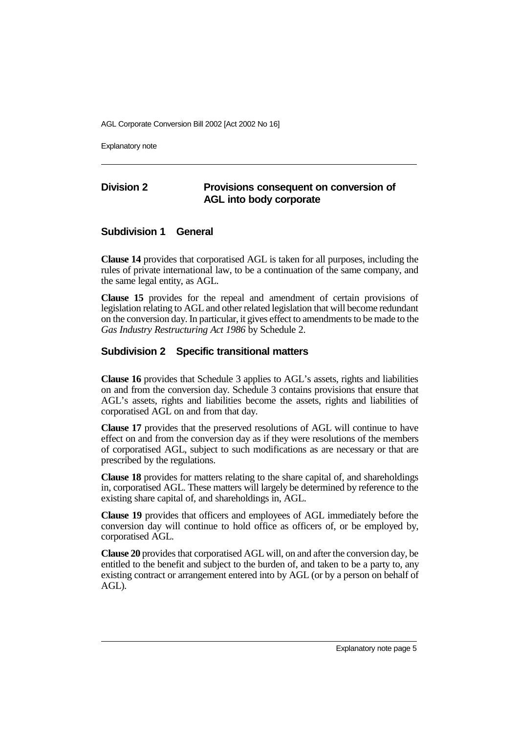## Division 2 Provisions consequent on conversion of AGL into body corporate

### Subdivision 1 General

**Clause 14** provides that corporatised AGL is taken for all purposes, including the rules of private international law, to be a continuation of the same company, and the same legal entity, as AGL.

**Clause 15** provides for the repeal and amendment of certain provisions of legislation relating to AGL and other related legislation that will become redundant on the conversion day. In particular, it gives effect to amendments to be made to the *Gas Industry Restructuring Act 1986* by Schedule 2.

### Subdivision 2 Specific transitional matters

**Clause 16** provides that Schedule 3 applies to AGL's assets, rights and liabilities on and from the conversion day. Schedule 3 contains provisions that ensure that AGL's assets, rights and liabilities become the assets, rights and liabilities of corporatised AGL on and from that day.

**Clause 17** provides that the preserved resolutions of AGL will continue to have effect on and from the conversion day as if they were resolutions of the members of corporatised AGL, subject to such modifications as are necessary or that are prescribed by the regulations.

**Clause 18** provides for matters relating to the share capital of, and shareholdings in, corporatised AGL. These matters will largely be determined by reference to the existing share capital of, and shareholdings in, AGL.

**Clause 19** provides that officers and employees of AGL immediately before the conversion day will continue to hold office as officers of, or be employed by, corporatised AGL.

**Clause 20** provides that corporatised AGL will, on and after the conversion day, be entitled to the benefit and subject to the burden of, and taken to be a party to, any existing contract or arrangement entered into by AGL (or by a person on behalf of AGL).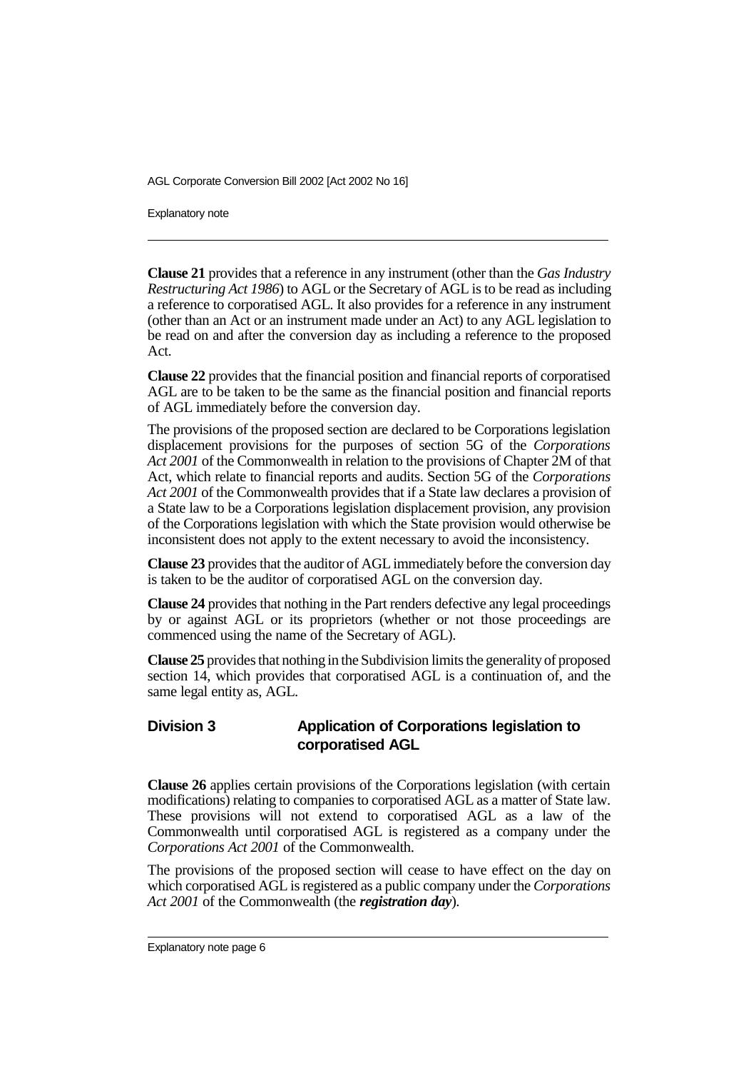**Clause 21** provides that a reference in any instrument (other than the *Gas Industry Restructuring Act 1986*) to AGL or the Secretary of AGL is to be read as including a reference to corporatised AGL. It also provides for a reference in any instrument (other than an Act or an instrument made under an Act) to any AGL legislation to be read on and after the conversion day as including a reference to the proposed Act.

**Clause 22** provides that the financial position and financial reports of corporatised AGL are to be taken to be the same as the financial position and financial reports of AGL immediately before the conversion day.

The provisions of the proposed section are declared to be Corporations legislation displacement provisions for the purposes of section 5G of the *Corporations Act 2001* of the Commonwealth in relation to the provisions of Chapter 2M of that Act, which relate to financial reports and audits. Section 5G of the *Corporations Act 2001* of the Commonwealth provides that if a State law declares a provision of a State law to be a Corporations legislation displacement provision, any provision of the Corporations legislation with which the State provision would otherwise be inconsistent does not apply to the extent necessary to avoid the inconsistency.

**Clause 23** provides that the auditor of AGL immediately before the conversion day is taken to be the auditor of corporatised AGL on the conversion day.

**Clause 24** provides that nothing in the Part renders defective any legal proceedings by or against AGL or its proprietors (whether or not those proceedings are commenced using the name of the Secretary of AGL).

**Clause 25** provides that nothing in the Subdivision limits the generality of proposed section 14, which provides that corporatised AGL is a continuation of, and the same legal entity as, AGL.

## Division 3 Application of Corporations legislation to corporatised AGL

**Clause 26** applies certain provisions of the Corporations legislation (with certain modifications) relating to companies to corporatised AGL as a matter of State law. These provisions will not extend to corporatised AGL as a law of the Commonwealth until corporatised AGL is registered as a company under the *Corporations Act 2001* of the Commonwealth.

The provisions of the proposed section will cease to have effect on the day on which corporatised AGL is registered as a public company under the *Corporations Act 2001* of the Commonwealth (the ***registration day***).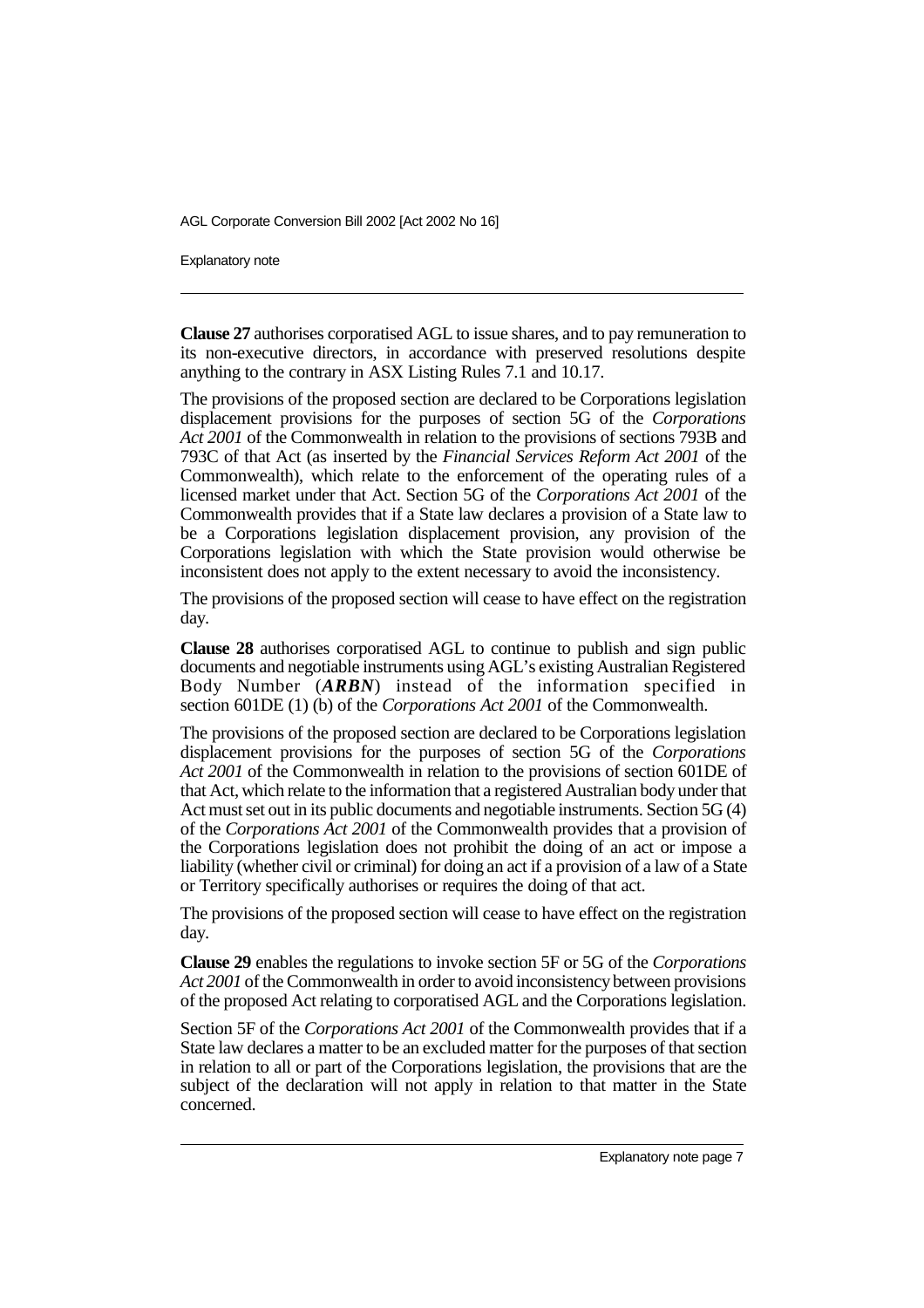**Clause 27** authorises corporatised AGL to issue shares, and to pay remuneration to its non-executive directors, in accordance with preserved resolutions despite anything to the contrary in ASX Listing Rules 7.1 and 10.17.

The provisions of the proposed section are declared to be Corporations legislation displacement provisions for the purposes of section 5G of the *Corporations Act 2001* of the Commonwealth in relation to the provisions of sections 793B and 793C of that Act (as inserted by the *Financial Services Reform Act 2001* of the Commonwealth), which relate to the enforcement of the operating rules of a licensed market under that Act. Section 5G of the *Corporations Act 2001* of the Commonwealth provides that if a State law declares a provision of a State law to be a Corporations legislation displacement provision, any provision of the Corporations legislation with which the State provision would otherwise be inconsistent does not apply to the extent necessary to avoid the inconsistency.

The provisions of the proposed section will cease to have effect on the registration day.

**Clause 28** authorises corporatised AGL to continue to publish and sign public documents and negotiable instruments using AGL's existing Australian Registered Body Number (***ARBN***) instead of the information specified in section 601DE (1) (b) of the *Corporations Act 2001* of the Commonwealth.

The provisions of the proposed section are declared to be Corporations legislation displacement provisions for the purposes of section 5G of the *Corporations Act 2001* of the Commonwealth in relation to the provisions of section 601DE of that Act, which relate to the information that a registered Australian body under that Act must set out in its public documents and negotiable instruments. Section 5G (4) of the *Corporations Act 2001* of the Commonwealth provides that a provision of the Corporations legislation does not prohibit the doing of an act or impose a liability (whether civil or criminal) for doing an act if a provision of a law of a State or Territory specifically authorises or requires the doing of that act.

The provisions of the proposed section will cease to have effect on the registration day.

**Clause 29** enables the regulations to invoke section 5F or 5G of the *Corporations Act 2001* of the Commonwealth in order to avoid inconsistency between provisions of the proposed Act relating to corporatised AGL and the Corporations legislation.

Section 5F of the *Corporations Act 2001* of the Commonwealth provides that if a State law declares a matter to be an excluded matter for the purposes of that section in relation to all or part of the Corporations legislation, the provisions that are the subject of the declaration will not apply in relation to that matter in the State concerned.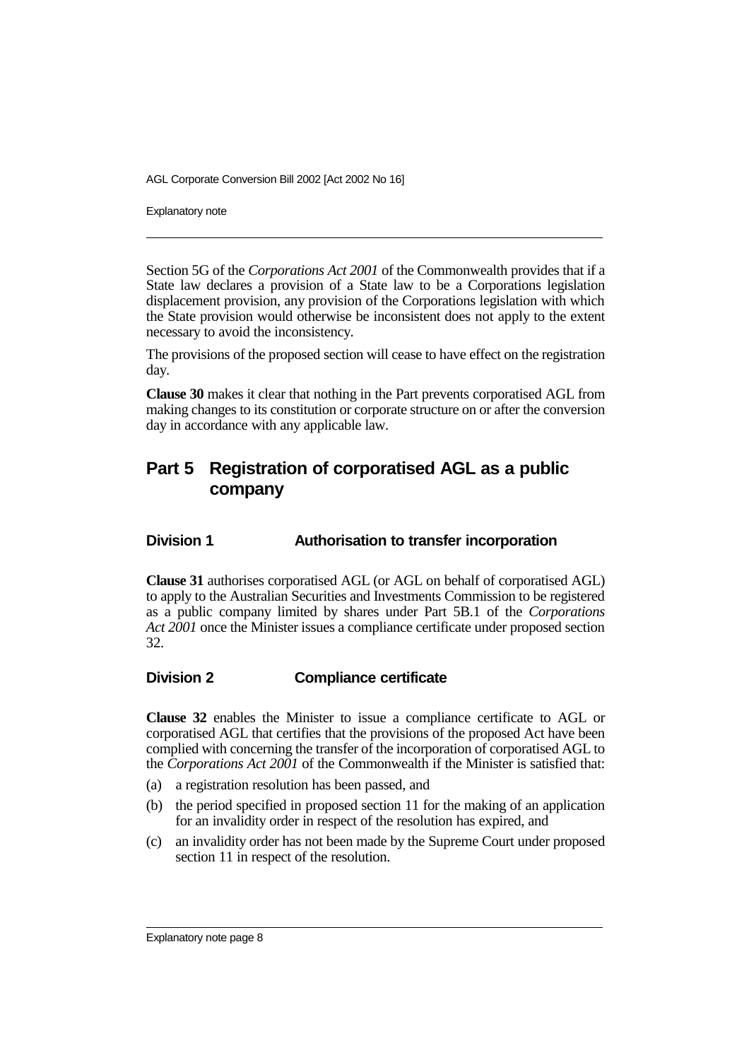Section 5G of the *Corporations Act 2001* of the Commonwealth provides that if a State law declares a provision of a State law to be a Corporations legislation displacement provision, any provision of the Corporations legislation with which the State provision would otherwise be inconsistent does not apply to the extent necessary to avoid the inconsistency.

The provisions of the proposed section will cease to have effect on the registration day.

**Clause 30** makes it clear that nothing in the Part prevents corporatised AGL from making changes to its constitution or corporate structure on or after the conversion day in accordance with any applicable law.

## Part 5 Registration of corporatised AGL as a public company

### Division 1 Authorisation to transfer incorporation

**Clause 31** authorises corporatised AGL (or AGL on behalf of corporatised AGL) to apply to the Australian Securities and Investments Commission to be registered as a public company limited by shares under Part 5B.1 of the *Corporations Act 2001* once the Minister issues a compliance certificate under proposed section 32.

### Division 2 Compliance certificate

**Clause 32** enables the Minister to issue a compliance certificate to AGL or corporatised AGL that certifies that the provisions of the proposed Act have been complied with concerning the transfer of the incorporation of corporatised AGL to the *Corporations Act 2001* of the Commonwealth if the Minister is satisfied that:

(a) a registration resolution has been passed, and

(b) the period specified in proposed section 11 for the making of an application for an invalidity order in respect of the resolution has expired, and

(c) an invalidity order has not been made by the Supreme Court under proposed section 11 in respect of the resolution.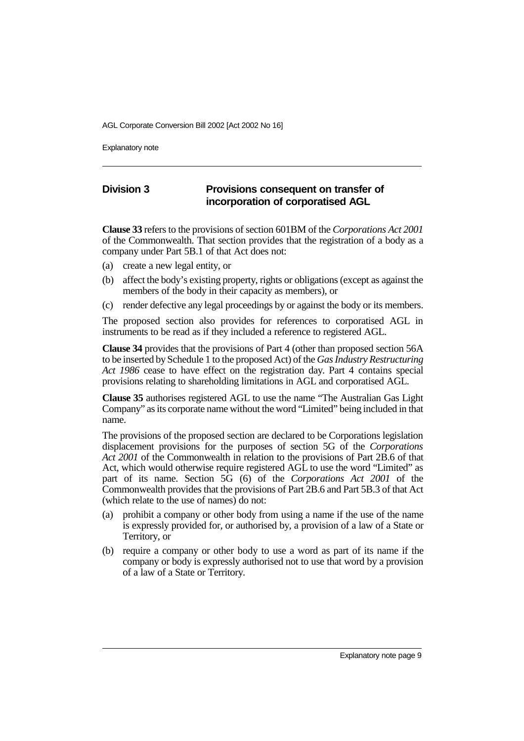## Division 3 Provisions consequent on transfer of incorporation of corporatised AGL

**Clause 33** refers to the provisions of section 601BM of the *Corporations Act 2001* of the Commonwealth. That section provides that the registration of a body as a company under Part 5B.1 of that Act does not:

(a) create a new legal entity, or

(b) affect the body's existing property, rights or obligations (except as against the members of the body in their capacity as members), or

(c) render defective any legal proceedings by or against the body or its members.

The proposed section also provides for references to corporatised AGL in instruments to be read as if they included a reference to registered AGL.

**Clause 34** provides that the provisions of Part 4 (other than proposed section 56A to be inserted by Schedule 1 to the proposed Act) of the *Gas Industry Restructuring Act 1986* cease to have effect on the registration day. Part 4 contains special provisions relating to shareholding limitations in AGL and corporatised AGL.

**Clause 35** authorises registered AGL to use the name "The Australian Gas Light Company" as its corporate name without the word "Limited" being included in that name.

The provisions of the proposed section are declared to be Corporations legislation displacement provisions for the purposes of section 5G of the *Corporations Act 2001* of the Commonwealth in relation to the provisions of Part 2B.6 of that Act, which would otherwise require registered AGL to use the word "Limited" as part of its name. Section 5G (6) of the *Corporations Act 2001* of the Commonwealth provides that the provisions of Part 2B.6 and Part 5B.3 of that Act (which relate to the use of names) do not:

(a) prohibit a company or other body from using a name if the use of the name is expressly provided for, or authorised by, a provision of a law of a State or Territory, or

(b) require a company or other body to use a word as part of its name if the company or body is expressly authorised not to use that word by a provision of a law of a State or Territory.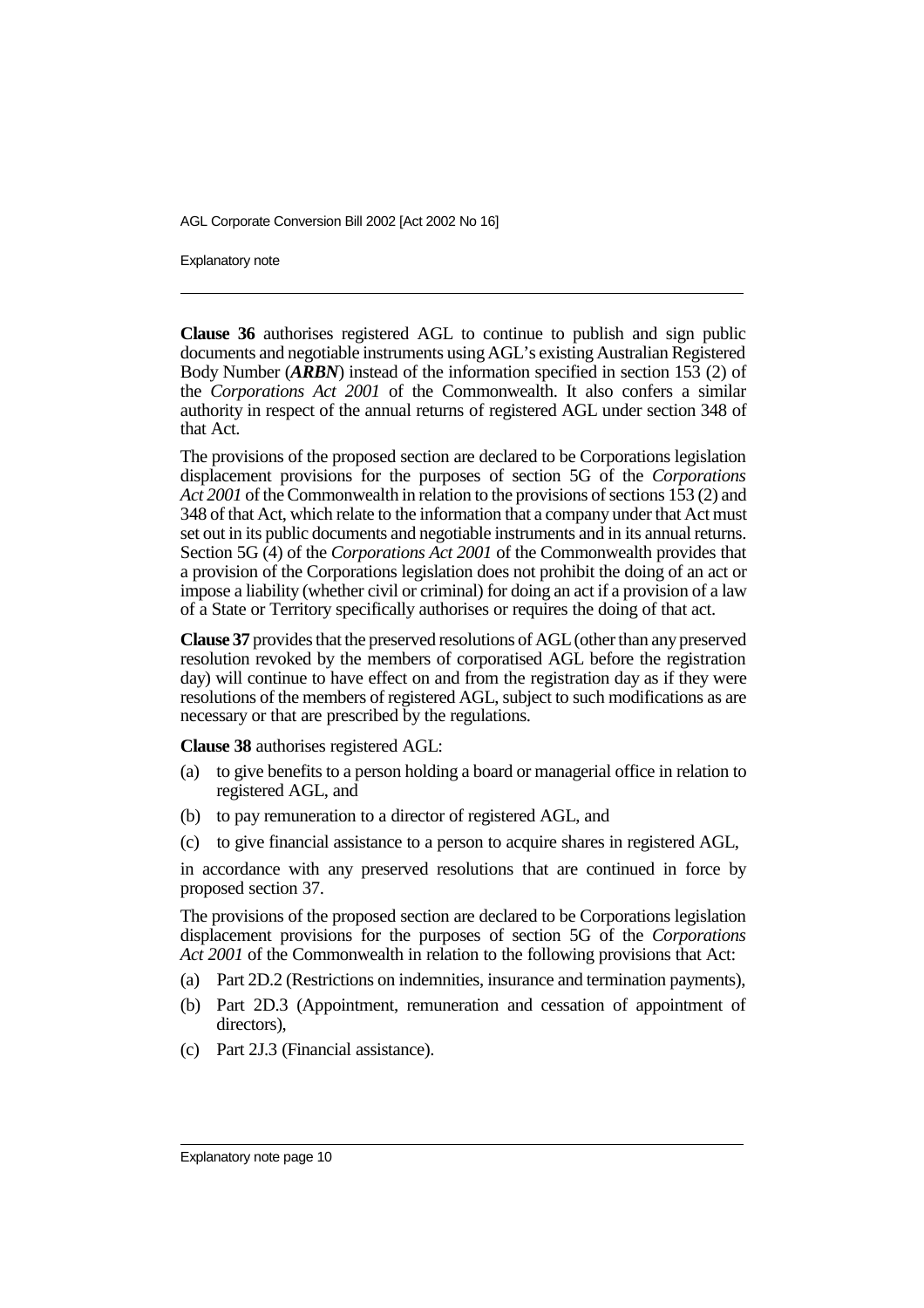**Clause 36** authorises registered AGL to continue to publish and sign public documents and negotiable instruments using AGL's existing Australian Registered Body Number (***ARBN***) instead of the information specified in section 153 (2) of the *Corporations Act 2001* of the Commonwealth. It also confers a similar authority in respect of the annual returns of registered AGL under section 348 of that Act.

The provisions of the proposed section are declared to be Corporations legislation displacement provisions for the purposes of section 5G of the *Corporations Act 2001* of the Commonwealth in relation to the provisions of sections 153 (2) and 348 of that Act, which relate to the information that a company under that Act must set out in its public documents and negotiable instruments and in its annual returns. Section 5G (4) of the *Corporations Act 2001* of the Commonwealth provides that a provision of the Corporations legislation does not prohibit the doing of an act or impose a liability (whether civil or criminal) for doing an act if a provision of a law of a State or Territory specifically authorises or requires the doing of that act.

**Clause 37** provides that the preserved resolutions of AGL (other than any preserved resolution revoked by the members of corporatised AGL before the registration day) will continue to have effect on and from the registration day as if they were resolutions of the members of registered AGL, subject to such modifications as are necessary or that are prescribed by the regulations.

**Clause 38** authorises registered AGL:

(a) to give benefits to a person holding a board or managerial office in relation to registered AGL, and

(b) to pay remuneration to a director of registered AGL, and

(c) to give financial assistance to a person to acquire shares in registered AGL,

in accordance with any preserved resolutions that are continued in force by proposed section 37.

The provisions of the proposed section are declared to be Corporations legislation displacement provisions for the purposes of section 5G of the *Corporations Act 2001* of the Commonwealth in relation to the following provisions that Act:

(a) Part 2D.2 (Restrictions on indemnities, insurance and termination payments),

(b) Part 2D.3 (Appointment, remuneration and cessation of appointment of directors),

(c) Part 2J.3 (Financial assistance).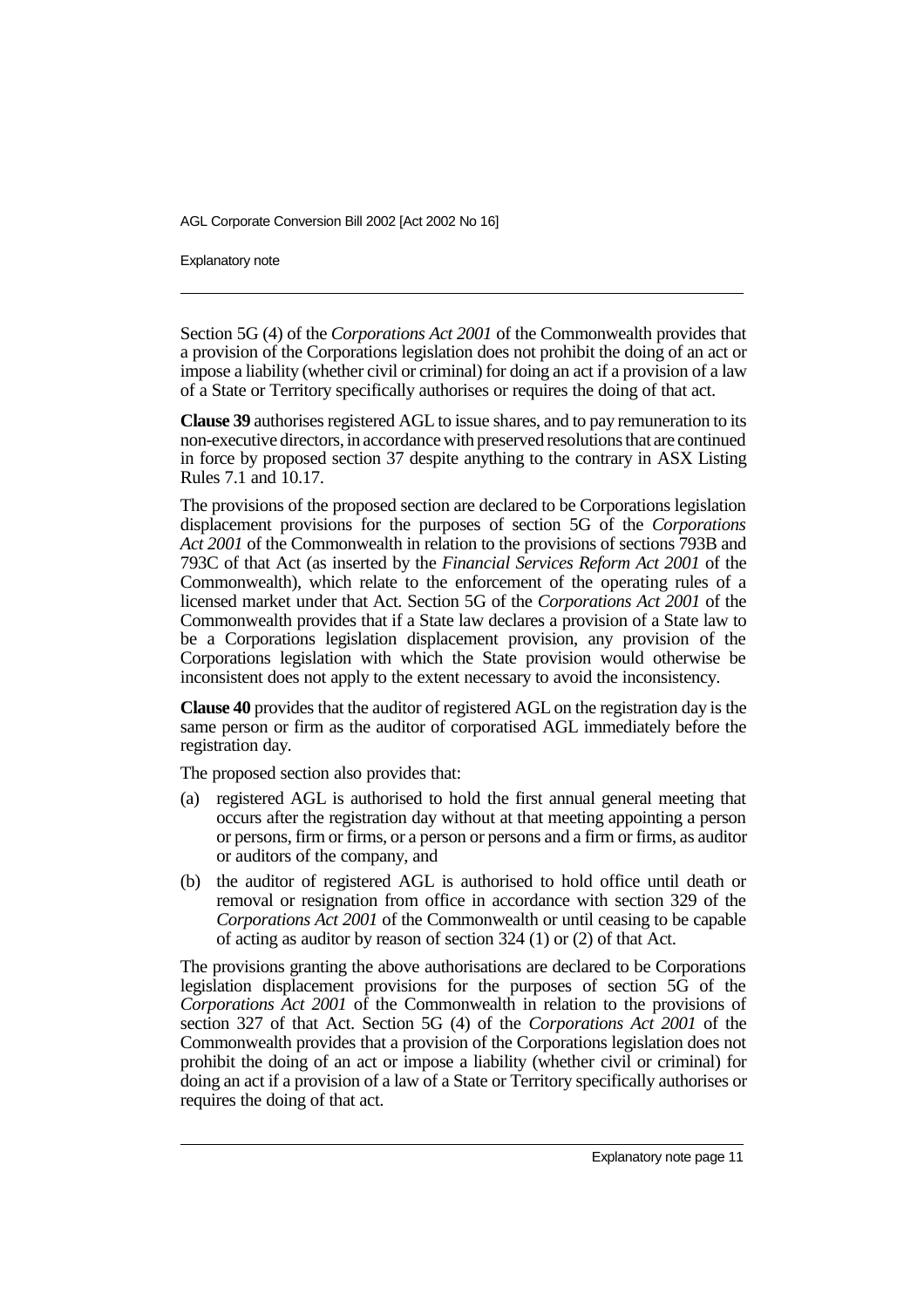Section 5G (4) of the *Corporations Act 2001* of the Commonwealth provides that a provision of the Corporations legislation does not prohibit the doing of an act or impose a liability (whether civil or criminal) for doing an act if a provision of a law of a State or Territory specifically authorises or requires the doing of that act.

**Clause 39** authorises registered AGL to issue shares, and to pay remuneration to its non-executive directors, in accordance with preserved resolutions that are continued in force by proposed section 37 despite anything to the contrary in ASX Listing Rules 7.1 and 10.17.

The provisions of the proposed section are declared to be Corporations legislation displacement provisions for the purposes of section 5G of the *Corporations Act 2001* of the Commonwealth in relation to the provisions of sections 793B and 793C of that Act (as inserted by the *Financial Services Reform Act 2001* of the Commonwealth), which relate to the enforcement of the operating rules of a licensed market under that Act. Section 5G of the *Corporations Act 2001* of the Commonwealth provides that if a State law declares a provision of a State law to be a Corporations legislation displacement provision, any provision of the Corporations legislation with which the State provision would otherwise be inconsistent does not apply to the extent necessary to avoid the inconsistency.

**Clause 40** provides that the auditor of registered AGL on the registration day is the same person or firm as the auditor of corporatised AGL immediately before the registration day.

The proposed section also provides that:

(a) registered AGL is authorised to hold the first annual general meeting that occurs after the registration day without at that meeting appointing a person or persons, firm or firms, or a person or persons and a firm or firms, as auditor or auditors of the company, and

(b) the auditor of registered AGL is authorised to hold office until death or removal or resignation from office in accordance with section 329 of the *Corporations Act 2001* of the Commonwealth or until ceasing to be capable of acting as auditor by reason of section 324 (1) or (2) of that Act.

The provisions granting the above authorisations are declared to be Corporations legislation displacement provisions for the purposes of section 5G of the *Corporations Act 2001* of the Commonwealth in relation to the provisions of section 327 of that Act. Section 5G (4) of the *Corporations Act 2001* of the Commonwealth provides that a provision of the Corporations legislation does not prohibit the doing of an act or impose a liability (whether civil or criminal) for doing an act if a provision of a law of a State or Territory specifically authorises or requires the doing of that act.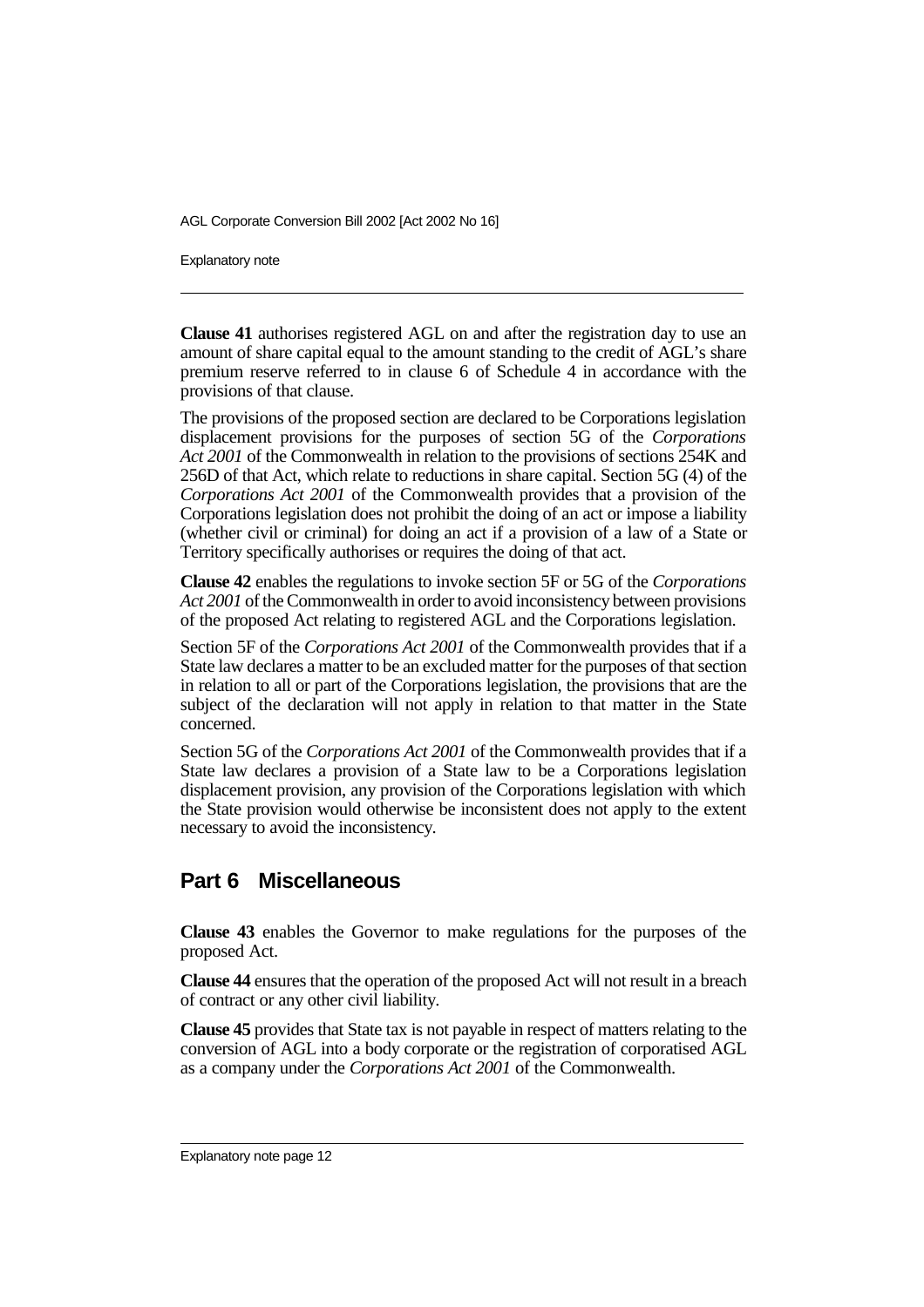**Clause 41** authorises registered AGL on and after the registration day to use an amount of share capital equal to the amount standing to the credit of AGL's share premium reserve referred to in clause 6 of Schedule 4 in accordance with the provisions of that clause.

The provisions of the proposed section are declared to be Corporations legislation displacement provisions for the purposes of section 5G of the *Corporations Act 2001* of the Commonwealth in relation to the provisions of sections 254K and 256D of that Act, which relate to reductions in share capital. Section 5G (4) of the *Corporations Act 2001* of the Commonwealth provides that a provision of the Corporations legislation does not prohibit the doing of an act or impose a liability (whether civil or criminal) for doing an act if a provision of a law of a State or Territory specifically authorises or requires the doing of that act.

**Clause 42** enables the regulations to invoke section 5F or 5G of the *Corporations Act 2001* of the Commonwealth in order to avoid inconsistency between provisions of the proposed Act relating to registered AGL and the Corporations legislation.

Section 5F of the *Corporations Act 2001* of the Commonwealth provides that if a State law declares a matter to be an excluded matter for the purposes of that section in relation to all or part of the Corporations legislation, the provisions that are the subject of the declaration will not apply in relation to that matter in the State concerned.

Section 5G of the *Corporations Act 2001* of the Commonwealth provides that if a State law declares a provision of a State law to be a Corporations legislation displacement provision, any provision of the Corporations legislation with which the State provision would otherwise be inconsistent does not apply to the extent necessary to avoid the inconsistency.

## Part 6 Miscellaneous

**Clause 43** enables the Governor to make regulations for the purposes of the proposed Act.

**Clause 44** ensures that the operation of the proposed Act will not result in a breach of contract or any other civil liability.

**Clause 45** provides that State tax is not payable in respect of matters relating to the conversion of AGL into a body corporate or the registration of corporatised AGL as a company under the *Corporations Act 2001* of the Commonwealth.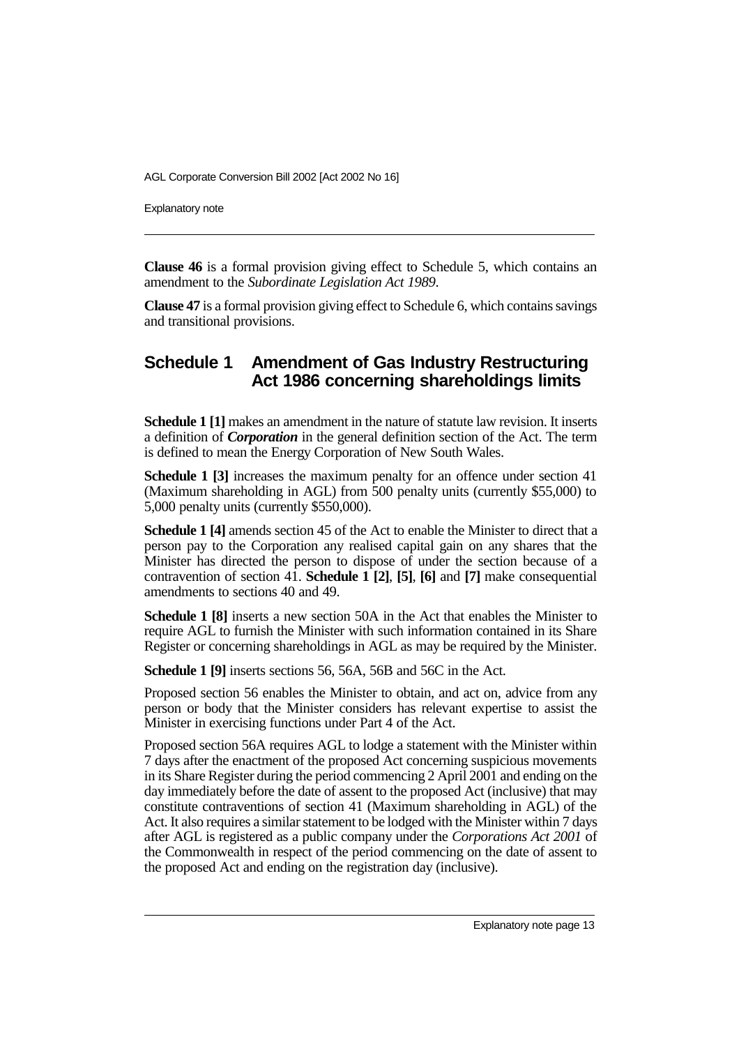**Clause 46** is a formal provision giving effect to Schedule 5, which contains an amendment to the *Subordinate Legislation Act 1989*.

**Clause 47** is a formal provision giving effect to Schedule 6, which contains savings and transitional provisions.

## Schedule 1 Amendment of Gas Industry Restructuring Act 1986 concerning shareholdings limits

**Schedule 1 [1]** makes an amendment in the nature of statute law revision. It inserts a definition of ***Corporation*** in the general definition section of the Act. The term is defined to mean the Energy Corporation of New South Wales.

**Schedule 1 [3]** increases the maximum penalty for an offence under section 41 (Maximum shareholding in AGL) from 500 penalty units (currently $55,000) to 5,000 penalty units (currently $550,000).

**Schedule 1 [4]** amends section 45 of the Act to enable the Minister to direct that a person pay to the Corporation any realised capital gain on any shares that the Minister has directed the person to dispose of under the section because of a contravention of section 41. **Schedule 1 [2]**, **[5]**, **[6]** and **[7]** make consequential amendments to sections 40 and 49.

**Schedule 1 [8]** inserts a new section 50A in the Act that enables the Minister to require AGL to furnish the Minister with such information contained in its Share Register or concerning shareholdings in AGL as may be required by the Minister.

**Schedule 1 [9]** inserts sections 56, 56A, 56B and 56C in the Act.

Proposed section 56 enables the Minister to obtain, and act on, advice from any person or body that the Minister considers has relevant expertise to assist the Minister in exercising functions under Part 4 of the Act.

Proposed section 56A requires AGL to lodge a statement with the Minister within 7 days after the enactment of the proposed Act concerning suspicious movements in its Share Register during the period commencing 2 April 2001 and ending on the day immediately before the date of assent to the proposed Act (inclusive) that may constitute contraventions of section 41 (Maximum shareholding in AGL) of the Act. It also requires a similar statement to be lodged with the Minister within 7 days after AGL is registered as a public company under the *Corporations Act 2001* of the Commonwealth in respect of the period commencing on the date of assent to the proposed Act and ending on the registration day (inclusive).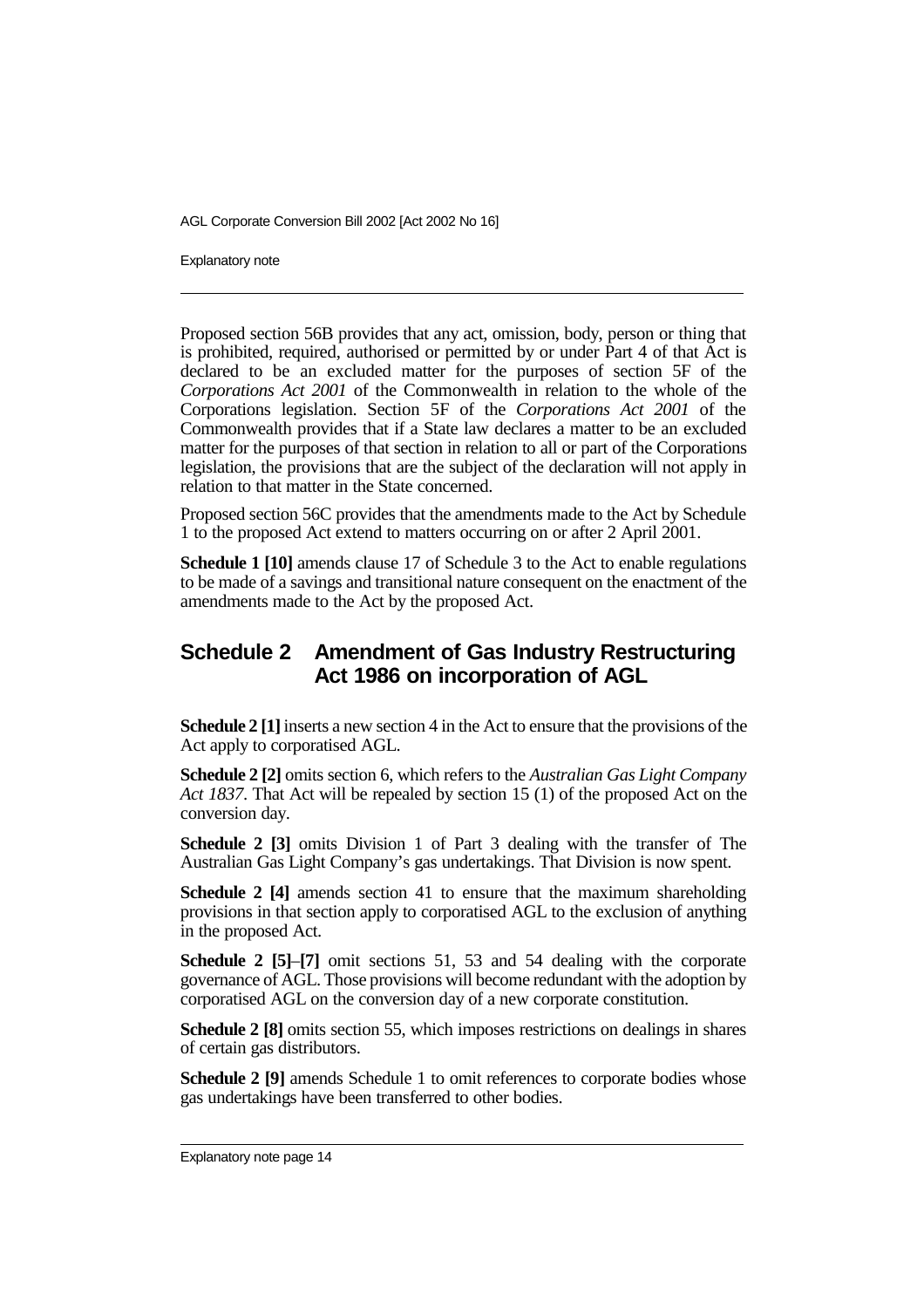Proposed section 56B provides that any act, omission, body, person or thing that is prohibited, required, authorised or permitted by or under Part 4 of that Act is declared to be an excluded matter for the purposes of section 5F of the *Corporations Act 2001* of the Commonwealth in relation to the whole of the Corporations legislation. Section 5F of the *Corporations Act 2001* of the Commonwealth provides that if a State law declares a matter to be an excluded matter for the purposes of that section in relation to all or part of the Corporations legislation, the provisions that are the subject of the declaration will not apply in relation to that matter in the State concerned.

Proposed section 56C provides that the amendments made to the Act by Schedule 1 to the proposed Act extend to matters occurring on or after 2 April 2001.

**Schedule 1 [10]** amends clause 17 of Schedule 3 to the Act to enable regulations to be made of a savings and transitional nature consequent on the enactment of the amendments made to the Act by the proposed Act.

## Schedule 2 Amendment of Gas Industry Restructuring Act 1986 on incorporation of AGL

**Schedule 2 [1]** inserts a new section 4 in the Act to ensure that the provisions of the Act apply to corporatised AGL.

**Schedule 2 [2]** omits section 6, which refers to the *Australian Gas Light Company Act 1837*. That Act will be repealed by section 15 (1) of the proposed Act on the conversion day.

**Schedule 2 [3]** omits Division 1 of Part 3 dealing with the transfer of The Australian Gas Light Company's gas undertakings. That Division is now spent.

**Schedule 2 [4]** amends section 41 to ensure that the maximum shareholding provisions in that section apply to corporatised AGL to the exclusion of anything in the proposed Act.

**Schedule 2 [5]–[7]** omit sections 51, 53 and 54 dealing with the corporate governance of AGL. Those provisions will become redundant with the adoption by corporatised AGL on the conversion day of a new corporate constitution.

**Schedule 2 [8]** omits section 55, which imposes restrictions on dealings in shares of certain gas distributors.

**Schedule 2 [9]** amends Schedule 1 to omit references to corporate bodies whose gas undertakings have been transferred to other bodies.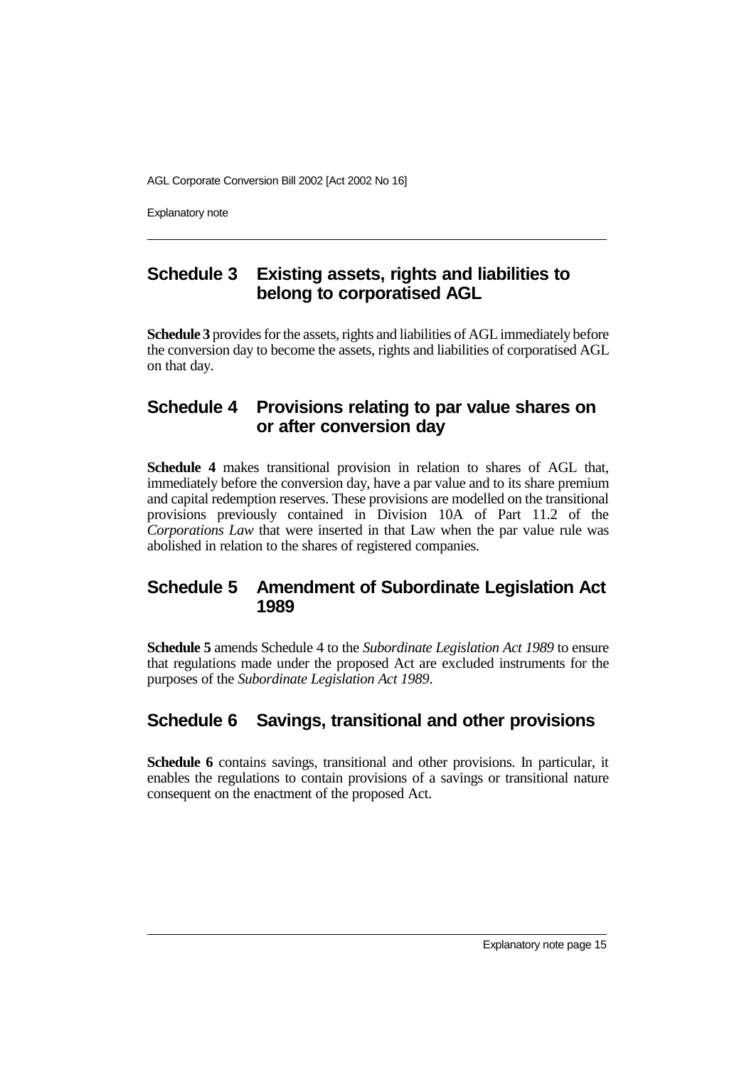## Schedule 3 Existing assets, rights and liabilities to belong to corporatised AGL

**Schedule 3** provides for the assets, rights and liabilities of AGL immediately before the conversion day to become the assets, rights and liabilities of corporatised AGL on that day.

## Schedule 4 Provisions relating to par value shares on or after conversion day

**Schedule 4** makes transitional provision in relation to shares of AGL that, immediately before the conversion day, have a par value and to its share premium and capital redemption reserves. These provisions are modelled on the transitional provisions previously contained in Division 10A of Part 11.2 of the *Corporations Law* that were inserted in that Law when the par value rule was abolished in relation to the shares of registered companies.

## Schedule 5 Amendment of Subordinate Legislation Act 1989

**Schedule 5** amends Schedule 4 to the *Subordinate Legislation Act 1989* to ensure that regulations made under the proposed Act are excluded instruments for the purposes of the *Subordinate Legislation Act 1989*.

## Schedule 6 Savings, transitional and other provisions

**Schedule 6** contains savings, transitional and other provisions. In particular, it enables the regulations to contain provisions of a savings or transitional nature consequent on the enactment of the proposed Act.